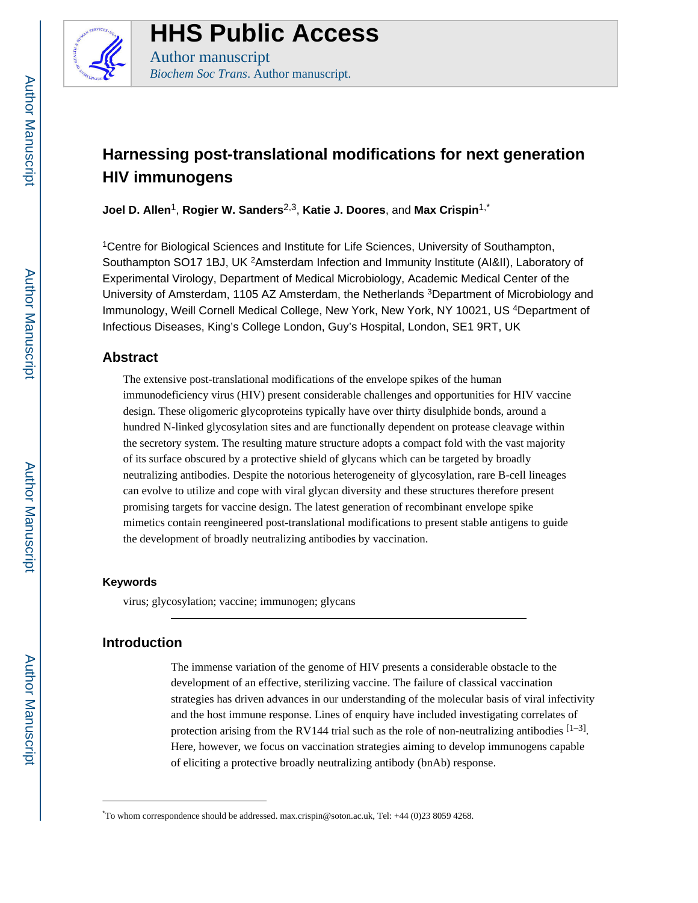# Harnessing post-translational modifications for next generation HIV immunogens

**Joel D. Allen**[1], **Rogier W. Sanders**[2,3], **Katie J. Doores**, and **Max Crispin**[1,*]

[1]Centre for Biological Sciences and Institute for Life Sciences, University of Southampton, Southampton SO17 1BJ, UK [2]Amsterdam Infection and Immunity Institute (AI&II), Laboratory of Experimental Virology, Department of Medical Microbiology, Academic Medical Center of the University of Amsterdam, 1105 AZ Amsterdam, the Netherlands [3]Department of Microbiology and Immunology, Weill Cornell Medical College, New York, New York, NY 10021, US [4]Department of Infectious Diseases, King's College London, Guy's Hospital, London, SE1 9RT, UK

## Abstract

The extensive post-translational modifications of the envelope spikes of the human immunodeficiency virus (HIV) present considerable challenges and opportunities for HIV vaccine design. These oligomeric glycoproteins typically have over thirty disulphide bonds, around a hundred N-linked glycosylation sites and are functionally dependent on protease cleavage within the secretory system. The resulting mature structure adopts a compact fold with the vast majority of its surface obscured by a protective shield of glycans which can be targeted by broadly neutralizing antibodies. Despite the notorious heterogeneity of glycosylation, rare B-cell lineages can evolve to utilize and cope with viral glycan diversity and these structures therefore present promising targets for vaccine design. The latest generation of recombinant envelope spike mimetics contain reengineered post-translational modifications to present stable antigens to guide the development of broadly neutralizing antibodies by vaccination.

### Keywords

virus; glycosylation; vaccine; immunogen; glycans

## Introduction

The immense variation of the genome of HIV presents a considerable obstacle to the development of an effective, sterilizing vaccine. The failure of classical vaccination strategies has driven advances in our understanding of the molecular basis of viral infectivity and the host immune response. Lines of enquiry have included investigating correlates of protection arising from the RV144 trial such as the role of non-neutralizing antibodies [1–3]. Here, however, we focus on vaccination strategies aiming to develop immunogens capable of eliciting a protective broadly neutralizing antibody (bnAb) response.

*To whom correspondence should be addressed. max.crispin@soton.ac.uk, Tel: +44 (0)23 8059 4268.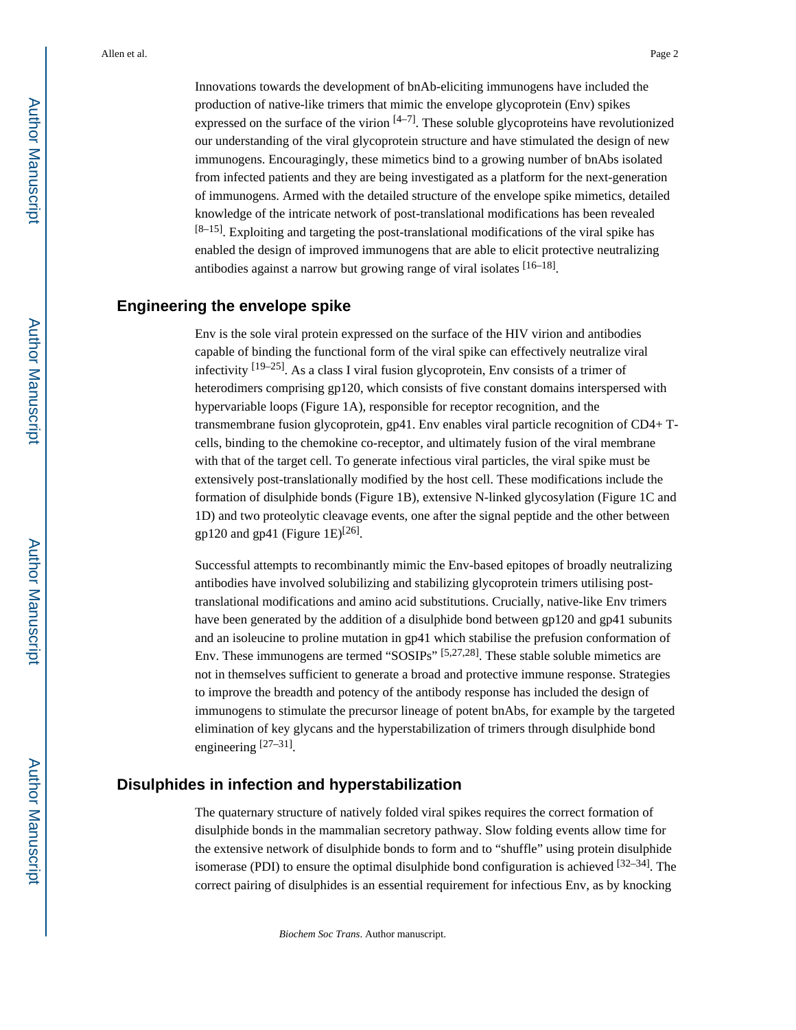Innovations towards the development of bnAb-eliciting immunogens have included the production of native-like trimers that mimic the envelope glycoprotein (Env) spikes expressed on the surface of the virion [4–7]. These soluble glycoproteins have revolutionized our understanding of the viral glycoprotein structure and have stimulated the design of new immunogens. Encouragingly, these mimetics bind to a growing number of bnAbs isolated from infected patients and they are being investigated as a platform for the next-generation of immunogens. Armed with the detailed structure of the envelope spike mimetics, detailed knowledge of the intricate network of post-translational modifications has been revealed [8–15]. Exploiting and targeting the post-translational modifications of the viral spike has enabled the design of improved immunogens that are able to elicit protective neutralizing antibodies against a narrow but growing range of viral isolates [16–18].

## Engineering the envelope spike

Env is the sole viral protein expressed on the surface of the HIV virion and antibodies capable of binding the functional form of the viral spike can effectively neutralize viral infectivity [19–25]. As a class I viral fusion glycoprotein, Env consists of a trimer of heterodimers comprising gp120, which consists of five constant domains interspersed with hypervariable loops (Figure 1A), responsible for receptor recognition, and the transmembrane fusion glycoprotein, gp41. Env enables viral particle recognition of CD4+ T-cells, binding to the chemokine co-receptor, and ultimately fusion of the viral membrane with that of the target cell. To generate infectious viral particles, the viral spike must be extensively post-translationally modified by the host cell. These modifications include the formation of disulphide bonds (Figure 1B), extensive N-linked glycosylation (Figure 1C and 1D) and two proteolytic cleavage events, one after the signal peptide and the other between gp120 and gp41 (Figure 1E)[26].

Successful attempts to recombinantly mimic the Env-based epitopes of broadly neutralizing antibodies have involved solubilizing and stabilizing glycoprotein trimers utilising post-translational modifications and amino acid substitutions. Crucially, native-like Env trimers have been generated by the addition of a disulphide bond between gp120 and gp41 subunits and an isoleucine to proline mutation in gp41 which stabilise the prefusion conformation of Env. These immunogens are termed “SOSIPs” [5,27,28]. These stable soluble mimetics are not in themselves sufficient to generate a broad and protective immune response. Strategies to improve the breadth and potency of the antibody response has included the design of immunogens to stimulate the precursor lineage of potent bnAbs, for example by the targeted elimination of key glycans and the hyperstabilization of trimers through disulphide bond engineering [27–31].

## Disulphides in infection and hyperstabilization

The quaternary structure of natively folded viral spikes requires the correct formation of disulphide bonds in the mammalian secretory pathway. Slow folding events allow time for the extensive network of disulphide bonds to form and to “shuffle” using protein disulphide isomerase (PDI) to ensure the optimal disulphide bond configuration is achieved [32–34]. The correct pairing of disulphides is an essential requirement for infectious Env, as by knocking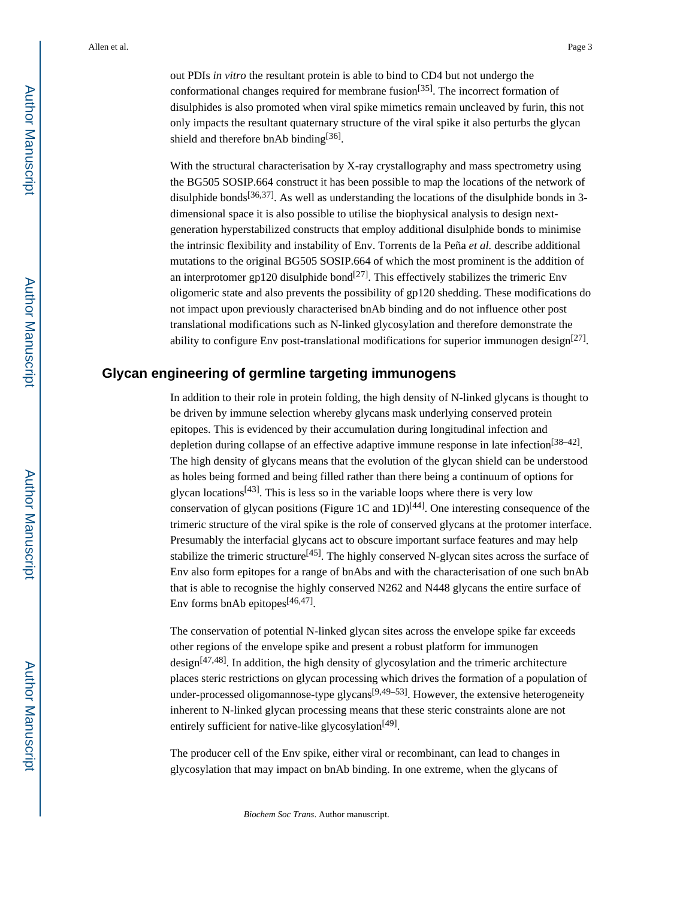out PDIs *in vitro* the resultant protein is able to bind to CD4 but not undergo the conformational changes required for membrane fusion[35]. The incorrect formation of disulphides is also promoted when viral spike mimetics remain uncleaved by furin, this not only impacts the resultant quaternary structure of the viral spike it also perturbs the glycan shield and therefore bnAb binding[36].

With the structural characterisation by X-ray crystallography and mass spectrometry using the BG505 SOSIP.664 construct it has been possible to map the locations of the network of disulphide bonds[36,37]. As well as understanding the locations of the disulphide bonds in 3-dimensional space it is also possible to utilise the biophysical analysis to design next-generation hyperstabilized constructs that employ additional disulphide bonds to minimise the intrinsic flexibility and instability of Env. Torrents de la Peña *et al.* describe additional mutations to the original BG505 SOSIP.664 of which the most prominent is the addition of an interprotomer gp120 disulphide bond[27]. This effectively stabilizes the trimeric Env oligomeric state and also prevents the possibility of gp120 shedding. These modifications do not impact upon previously characterised bnAb binding and do not influence other post translational modifications such as N-linked glycosylation and therefore demonstrate the ability to configure Env post-translational modifications for superior immunogen design[27].

## Glycan engineering of germline targeting immunogens

In addition to their role in protein folding, the high density of N-linked glycans is thought to be driven by immune selection whereby glycans mask underlying conserved protein epitopes. This is evidenced by their accumulation during longitudinal infection and depletion during collapse of an effective adaptive immune response in late infection[38–42]. The high density of glycans means that the evolution of the glycan shield can be understood as holes being formed and being filled rather than there being a continuum of options for glycan locations[43]. This is less so in the variable loops where there is very low conservation of glycan positions (Figure 1C and 1D)[44]. One interesting consequence of the trimeric structure of the viral spike is the role of conserved glycans at the protomer interface. Presumably the interfacial glycans act to obscure important surface features and may help stabilize the trimeric structure[45]. The highly conserved N-glycan sites across the surface of Env also form epitopes for a range of bnAbs and with the characterisation of one such bnAb that is able to recognise the highly conserved N262 and N448 glycans the entire surface of Env forms bnAb epitopes[46,47].

The conservation of potential N-linked glycan sites across the envelope spike far exceeds other regions of the envelope spike and present a robust platform for immunogen design[47,48]. In addition, the high density of glycosylation and the trimeric architecture places steric restrictions on glycan processing which drives the formation of a population of under-processed oligomannose-type glycans[9,49–53]. However, the extensive heterogeneity inherent to N-linked glycan processing means that these steric constraints alone are not entirely sufficient for native-like glycosylation[49].

The producer cell of the Env spike, either viral or recombinant, can lead to changes in glycosylation that may impact on bnAb binding. In one extreme, when the glycans of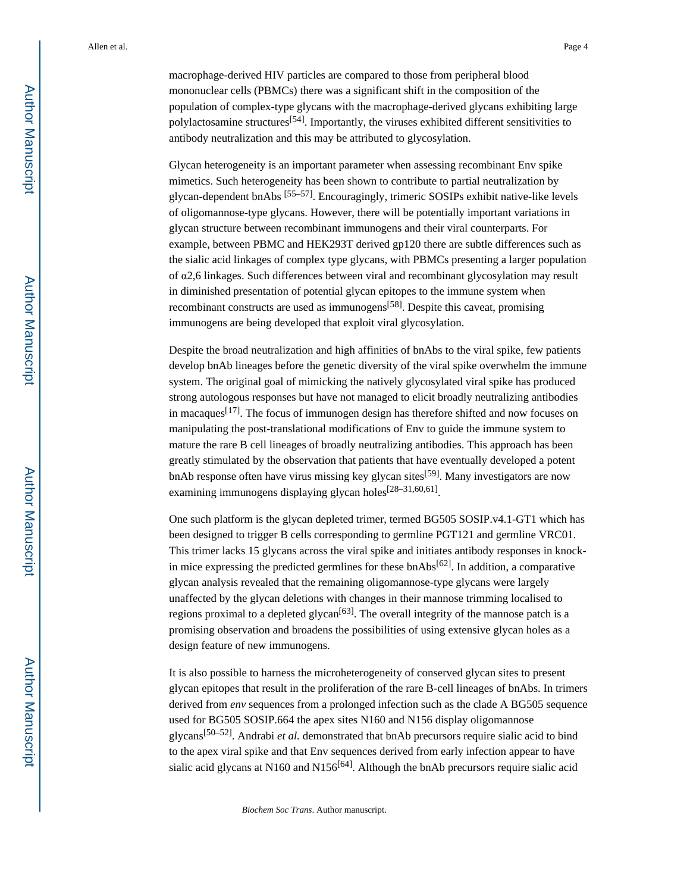macrophage-derived HIV particles are compared to those from peripheral blood mononuclear cells (PBMCs) there was a significant shift in the composition of the population of complex-type glycans with the macrophage-derived glycans exhibiting large polylactosamine structures[54]. Importantly, the viruses exhibited different sensitivities to antibody neutralization and this may be attributed to glycosylation.

Glycan heterogeneity is an important parameter when assessing recombinant Env spike mimetics. Such heterogeneity has been shown to contribute to partial neutralization by glycan-dependent bnAbs [55–57]. Encouragingly, trimeric SOSIPs exhibit native-like levels of oligomannose-type glycans. However, there will be potentially important variations in glycan structure between recombinant immunogens and their viral counterparts. For example, between PBMC and HEK293T derived gp120 there are subtle differences such as the sialic acid linkages of complex type glycans, with PBMCs presenting a larger population of α2,6 linkages. Such differences between viral and recombinant glycosylation may result in diminished presentation of potential glycan epitopes to the immune system when recombinant constructs are used as immunogens[58]. Despite this caveat, promising immunogens are being developed that exploit viral glycosylation.

Despite the broad neutralization and high affinities of bnAbs to the viral spike, few patients develop bnAb lineages before the genetic diversity of the viral spike overwhelm the immune system. The original goal of mimicking the natively glycosylated viral spike has produced strong autologous responses but have not managed to elicit broadly neutralizing antibodies in macaques[17]. The focus of immunogen design has therefore shifted and now focuses on manipulating the post-translational modifications of Env to guide the immune system to mature the rare B cell lineages of broadly neutralizing antibodies. This approach has been greatly stimulated by the observation that patients that have eventually developed a potent bnAb response often have virus missing key glycan sites[59]. Many investigators are now examining immunogens displaying glycan holes[28–31,60,61].

One such platform is the glycan depleted trimer, termed BG505 SOSIP.v4.1-GT1 which has been designed to trigger B cells corresponding to germline PGT121 and germline VRC01. This trimer lacks 15 glycans across the viral spike and initiates antibody responses in knock-in mice expressing the predicted germlines for these bnAbs[62]. In addition, a comparative glycan analysis revealed that the remaining oligomannose-type glycans were largely unaffected by the glycan deletions with changes in their mannose trimming localised to regions proximal to a depleted glycan[63]. The overall integrity of the mannose patch is a promising observation and broadens the possibilities of using extensive glycan holes as a design feature of new immunogens.

It is also possible to harness the microheterogeneity of conserved glycan sites to present glycan epitopes that result in the proliferation of the rare B-cell lineages of bnAbs. In trimers derived from *env* sequences from a prolonged infection such as the clade A BG505 sequence used for BG505 SOSIP.664 the apex sites N160 and N156 display oligomannose glycans[50–52]. Andrabi *et al.* demonstrated that bnAb precursors require sialic acid to bind to the apex viral spike and that Env sequences derived from early infection appear to have sialic acid glycans at N160 and N156[64]. Although the bnAb precursors require sialic acid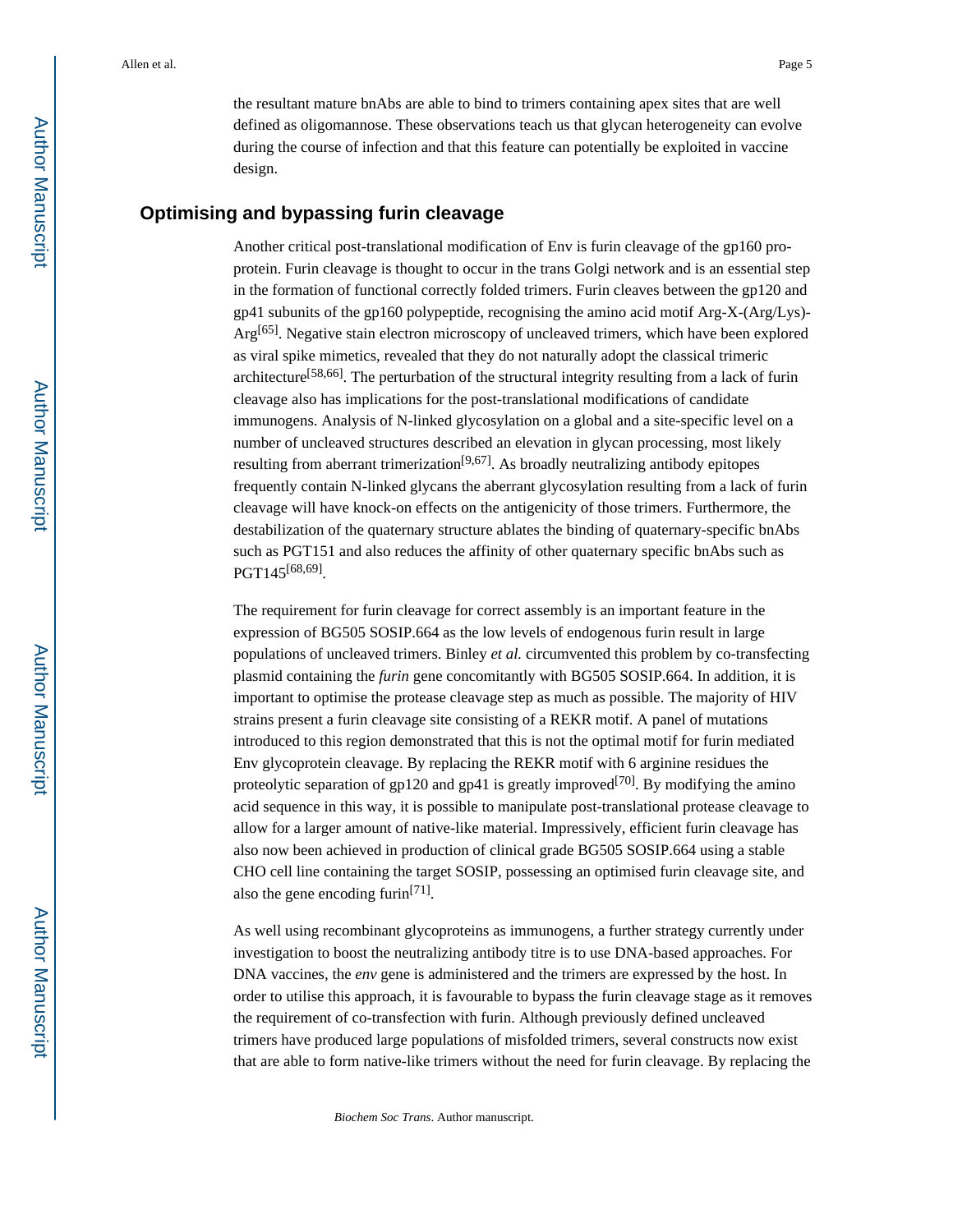the resultant mature bnAbs are able to bind to trimers containing apex sites that are well defined as oligomannose. These observations teach us that glycan heterogeneity can evolve during the course of infection and that this feature can potentially be exploited in vaccine design.

## Optimising and bypassing furin cleavage

Another critical post-translational modification of Env is furin cleavage of the gp160 pro-protein. Furin cleavage is thought to occur in the trans Golgi network and is an essential step in the formation of functional correctly folded trimers. Furin cleaves between the gp120 and gp41 subunits of the gp160 polypeptide, recognising the amino acid motif Arg-X-(Arg/Lys)-Arg[65]. Negative stain electron microscopy of uncleaved trimers, which have been explored as viral spike mimetics, revealed that they do not naturally adopt the classical trimeric architecture[58,66]. The perturbation of the structural integrity resulting from a lack of furin cleavage also has implications for the post-translational modifications of candidate immunogens. Analysis of N-linked glycosylation on a global and a site-specific level on a number of uncleaved structures described an elevation in glycan processing, most likely resulting from aberrant trimerization[9,67]. As broadly neutralizing antibody epitopes frequently contain N-linked glycans the aberrant glycosylation resulting from a lack of furin cleavage will have knock-on effects on the antigenicity of those trimers. Furthermore, the destabilization of the quaternary structure ablates the binding of quaternary-specific bnAbs such as PGT151 and also reduces the affinity of other quaternary specific bnAbs such as PGT145[68,69].

The requirement for furin cleavage for correct assembly is an important feature in the expression of BG505 SOSIP.664 as the low levels of endogenous furin result in large populations of uncleaved trimers. Binley *et al.* circumvented this problem by co-transfecting plasmid containing the *furin* gene concomitantly with BG505 SOSIP.664. In addition, it is important to optimise the protease cleavage step as much as possible. The majority of HIV strains present a furin cleavage site consisting of a REKR motif. A panel of mutations introduced to this region demonstrated that this is not the optimal motif for furin mediated Env glycoprotein cleavage. By replacing the REKR motif with 6 arginine residues the proteolytic separation of gp120 and gp41 is greatly improved[70]. By modifying the amino acid sequence in this way, it is possible to manipulate post-translational protease cleavage to allow for a larger amount of native-like material. Impressively, efficient furin cleavage has also now been achieved in production of clinical grade BG505 SOSIP.664 using a stable CHO cell line containing the target SOSIP, possessing an optimised furin cleavage site, and also the gene encoding furin[71].

As well using recombinant glycoproteins as immunogens, a further strategy currently under investigation to boost the neutralizing antibody titre is to use DNA-based approaches. For DNA vaccines, the *env* gene is administered and the trimers are expressed by the host. In order to utilise this approach, it is favourable to bypass the furin cleavage stage as it removes the requirement of co-transfection with furin. Although previously defined uncleaved trimers have produced large populations of misfolded trimers, several constructs now exist that are able to form native-like trimers without the need for furin cleavage. By replacing the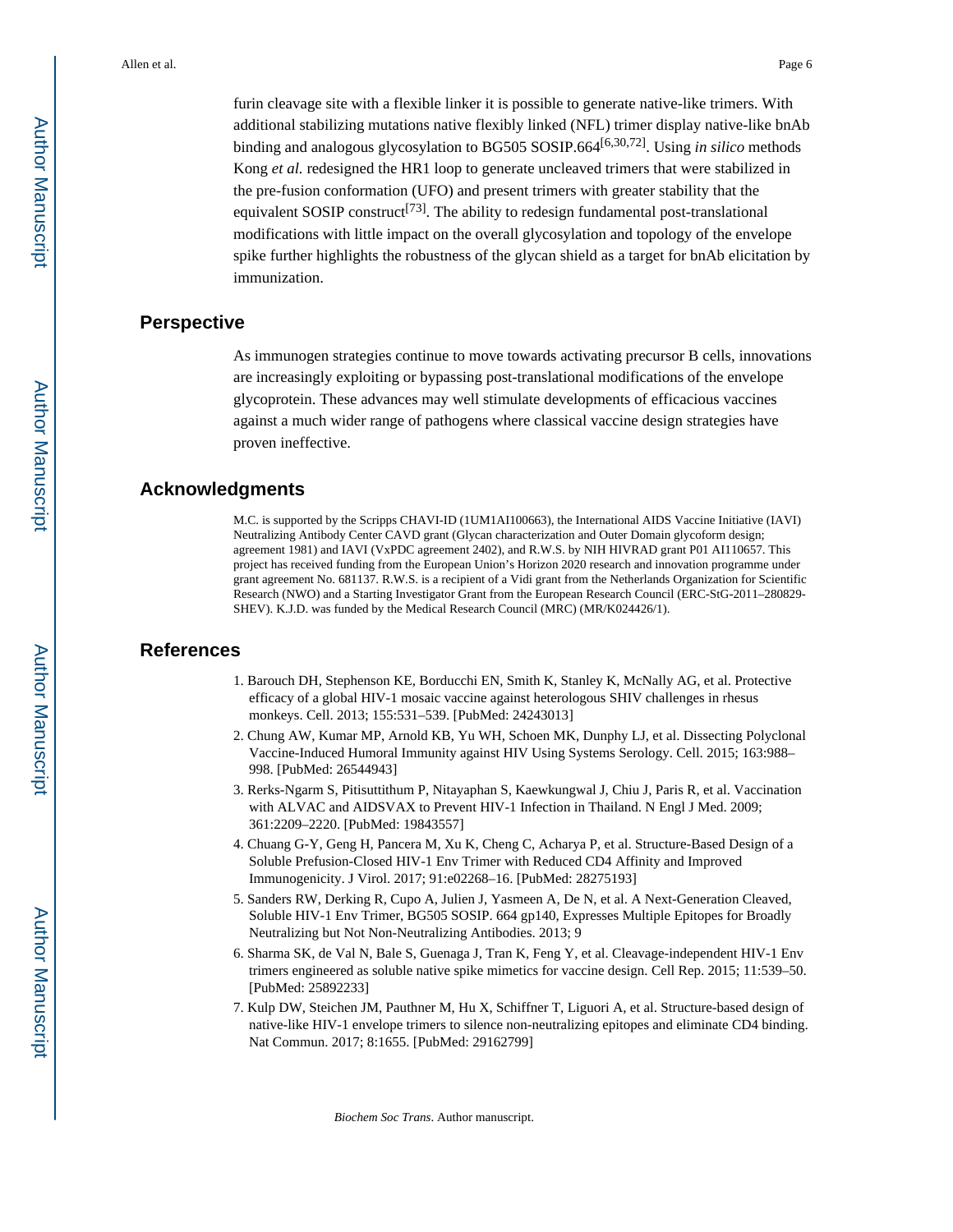furin cleavage site with a flexible linker it is possible to generate native-like trimers. With additional stabilizing mutations native flexibly linked (NFL) trimer display native-like bnAb binding and analogous glycosylation to BG505 SOSIP.664[6,30,72]. Using *in silico* methods Kong *et al.* redesigned the HR1 loop to generate uncleaved trimers that were stabilized in the pre-fusion conformation (UFO) and present trimers with greater stability that the equivalent SOSIP construct[73]. The ability to redesign fundamental post-translational modifications with little impact on the overall glycosylation and topology of the envelope spike further highlights the robustness of the glycan shield as a target for bnAb elicitation by immunization.

## Perspective

As immunogen strategies continue to move towards activating precursor B cells, innovations are increasingly exploiting or bypassing post-translational modifications of the envelope glycoprotein. These advances may well stimulate developments of efficacious vaccines against a much wider range of pathogens where classical vaccine design strategies have proven ineffective.

## Acknowledgments

M.C. is supported by the Scripps CHAVI-ID (1UM1AI100663), the International AIDS Vaccine Initiative (IAVI) Neutralizing Antibody Center CAVD grant (Glycan characterization and Outer Domain glycoform design; agreement 1981) and IAVI (VxPDC agreement 2402), and R.W.S. by NIH HIVRAD grant P01 AI110657. This project has received funding from the European Union's Horizon 2020 research and innovation programme under grant agreement No. 681137. R.W.S. is a recipient of a Vidi grant from the Netherlands Organization for Scientific Research (NWO) and a Starting Investigator Grant from the European Research Council (ERC-StG-2011–280829-SHEV). K.J.D. was funded by the Medical Research Council (MRC) (MR/K024426/1).

## References

1. Barouch DH, Stephenson KE, Borducchi EN, Smith K, Stanley K, McNally AG, et al. Protective efficacy of a global HIV-1 mosaic vaccine against heterologous SHIV challenges in rhesus monkeys. Cell. 2013; 155:531–539. [PubMed: 24243013]
2. Chung AW, Kumar MP, Arnold KB, Yu WH, Schoen MK, Dunphy LJ, et al. Dissecting Polyclonal Vaccine-Induced Humoral Immunity against HIV Using Systems Serology. Cell. 2015; 163:988–998. [PubMed: 26544943]
3. Rerks-Ngarm S, Pitisuttithum P, Nitayaphan S, Kaewkungwal J, Chiu J, Paris R, et al. Vaccination with ALVAC and AIDSVAX to Prevent HIV-1 Infection in Thailand. N Engl J Med. 2009; 361:2209–2220. [PubMed: 19843557]
4. Chuang G-Y, Geng H, Pancera M, Xu K, Cheng C, Acharya P, et al. Structure-Based Design of a Soluble Prefusion-Closed HIV-1 Env Trimer with Reduced CD4 Affinity and Improved Immunogenicity. J Virol. 2017; 91:e02268–16. [PubMed: 28275193]
5. Sanders RW, Derking R, Cupo A, Julien J, Yasmeen A, De N, et al. A Next-Generation Cleaved, Soluble HIV-1 Env Trimer, BG505 SOSIP. 664 gp140, Expresses Multiple Epitopes for Broadly Neutralizing but Not Non-Neutralizing Antibodies. 2013; 9
6. Sharma SK, de Val N, Bale S, Guenaga J, Tran K, Feng Y, et al. Cleavage-independent HIV-1 Env trimers engineered as soluble native spike mimetics for vaccine design. Cell Rep. 2015; 11:539–50. [PubMed: 25892233]
7. Kulp DW, Steichen JM, Pauthner M, Hu X, Schiffner T, Liguori A, et al. Structure-based design of native-like HIV-1 envelope trimers to silence non-neutralizing epitopes and eliminate CD4 binding. Nat Commun. 2017; 8:1655. [PubMed: 29162799]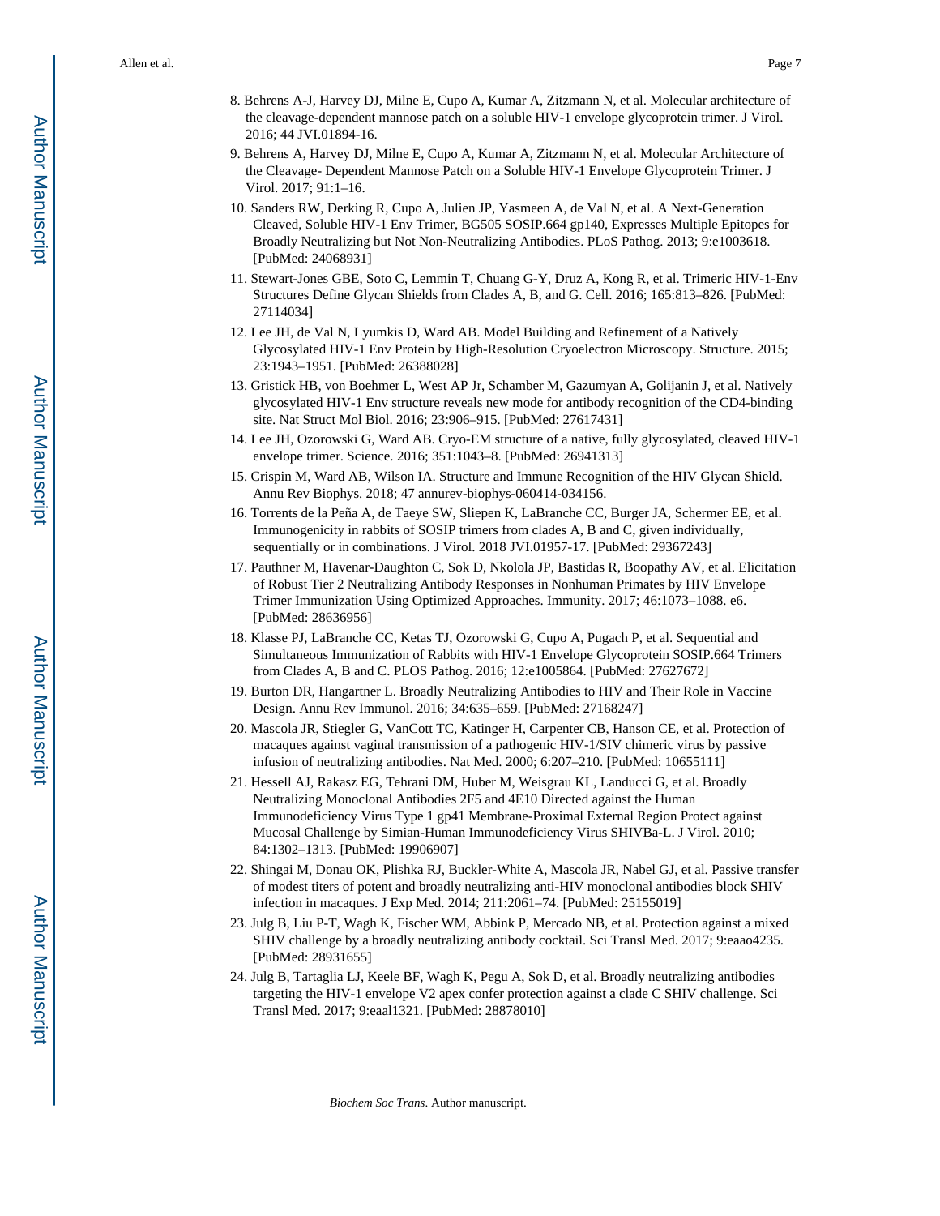8. Behrens A-J, Harvey DJ, Milne E, Cupo A, Kumar A, Zitzmann N, et al. Molecular architecture of the cleavage-dependent mannose patch on a soluble HIV-1 envelope glycoprotein trimer. J Virol. 2016; 44 JVI.01894-16.
9. Behrens A, Harvey DJ, Milne E, Cupo A, Kumar A, Zitzmann N, et al. Molecular Architecture of the Cleavage- Dependent Mannose Patch on a Soluble HIV-1 Envelope Glycoprotein Trimer. J Virol. 2017; 91:1–16.
10. Sanders RW, Derking R, Cupo A, Julien JP, Yasmeen A, de Val N, et al. A Next-Generation Cleaved, Soluble HIV-1 Env Trimer, BG505 SOSIP.664 gp140, Expresses Multiple Epitopes for Broadly Neutralizing but Not Non-Neutralizing Antibodies. PLoS Pathog. 2013; 9:e1003618. [PubMed: 24068931]
11. Stewart-Jones GBE, Soto C, Lemmin T, Chuang G-Y, Druz A, Kong R, et al. Trimeric HIV-1-Env Structures Define Glycan Shields from Clades A, B, and G. Cell. 2016; 165:813–826. [PubMed: 27114034]
12. Lee JH, de Val N, Lyumkis D, Ward AB. Model Building and Refinement of a Natively Glycosylated HIV-1 Env Protein by High-Resolution Cryoelectron Microscopy. Structure. 2015; 23:1943–1951. [PubMed: 26388028]
13. Gristick HB, von Boehmer L, West AP Jr, Schamber M, Gazumyan A, Golijanin J, et al. Natively glycosylated HIV-1 Env structure reveals new mode for antibody recognition of the CD4-binding site. Nat Struct Mol Biol. 2016; 23:906–915. [PubMed: 27617431]
14. Lee JH, Ozorowski G, Ward AB. Cryo-EM structure of a native, fully glycosylated, cleaved HIV-1 envelope trimer. Science. 2016; 351:1043–8. [PubMed: 26941313]
15. Crispin M, Ward AB, Wilson IA. Structure and Immune Recognition of the HIV Glycan Shield. Annu Rev Biophys. 2018; 47 annurev-biophys-060414-034156.
16. Torrents de la Peña A, de Taeye SW, Sliepen K, LaBranche CC, Burger JA, Schermer EE, et al. Immunogenicity in rabbits of SOSIP trimers from clades A, B and C, given individually, sequentially or in combinations. J Virol. 2018 JVI.01957-17. [PubMed: 29367243]
17. Pauthner M, Havenar-Daughton C, Sok D, Nkolola JP, Bastidas R, Boopathy AV, et al. Elicitation of Robust Tier 2 Neutralizing Antibody Responses in Nonhuman Primates by HIV Envelope Trimer Immunization Using Optimized Approaches. Immunity. 2017; 46:1073–1088. e6. [PubMed: 28636956]
18. Klasse PJ, LaBranche CC, Ketas TJ, Ozorowski G, Cupo A, Pugach P, et al. Sequential and Simultaneous Immunization of Rabbits with HIV-1 Envelope Glycoprotein SOSIP.664 Trimers from Clades A, B and C. PLOS Pathog. 2016; 12:e1005864. [PubMed: 27627672]
19. Burton DR, Hangartner L. Broadly Neutralizing Antibodies to HIV and Their Role in Vaccine Design. Annu Rev Immunol. 2016; 34:635–659. [PubMed: 27168247]
20. Mascola JR, Stiegler G, VanCott TC, Katinger H, Carpenter CB, Hanson CE, et al. Protection of macaques against vaginal transmission of a pathogenic HIV-1/SIV chimeric virus by passive infusion of neutralizing antibodies. Nat Med. 2000; 6:207–210. [PubMed: 10655111]
21. Hessell AJ, Rakasz EG, Tehrani DM, Huber M, Weisgrau KL, Landucci G, et al. Broadly Neutralizing Monoclonal Antibodies 2F5 and 4E10 Directed against the Human Immunodeficiency Virus Type 1 gp41 Membrane-Proximal External Region Protect against Mucosal Challenge by Simian-Human Immunodeficiency Virus SHIVBa-L. J Virol. 2010; 84:1302–1313. [PubMed: 19906907]
22. Shingai M, Donau OK, Plishka RJ, Buckler-White A, Mascola JR, Nabel GJ, et al. Passive transfer of modest titers of potent and broadly neutralizing anti-HIV monoclonal antibodies block SHIV infection in macaques. J Exp Med. 2014; 211:2061–74. [PubMed: 25155019]
23. Julg B, Liu P-T, Wagh K, Fischer WM, Abbink P, Mercado NB, et al. Protection against a mixed SHIV challenge by a broadly neutralizing antibody cocktail. Sci Transl Med. 2017; 9:eaao4235. [PubMed: 28931655]
24. Julg B, Tartaglia LJ, Keele BF, Wagh K, Pegu A, Sok D, et al. Broadly neutralizing antibodies targeting the HIV-1 envelope V2 apex confer protection against a clade C SHIV challenge. Sci Transl Med. 2017; 9:eaal1321. [PubMed: 28878010]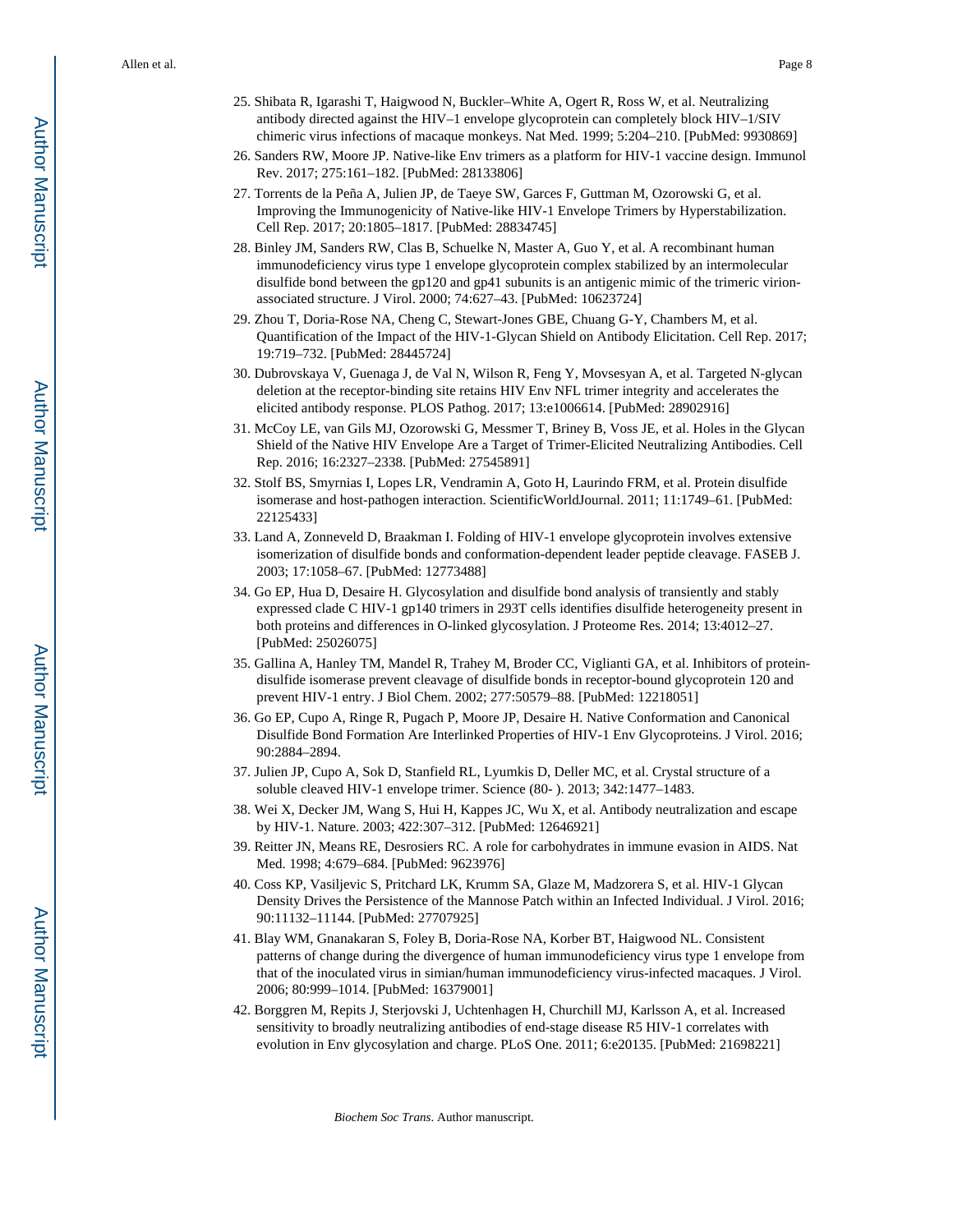25. Shibata R, Igarashi T, Haigwood N, Buckler–White A, Ogert R, Ross W, et al. Neutralizing antibody directed against the HIV–1 envelope glycoprotein can completely block HIV–1/SIV chimeric virus infections of macaque monkeys. Nat Med. 1999; 5:204–210. [PubMed: 9930869]
26. Sanders RW, Moore JP. Native-like Env trimers as a platform for HIV-1 vaccine design. Immunol Rev. 2017; 275:161–182. [PubMed: 28133806]
27. Torrents de la Peña A, Julien JP, de Taeye SW, Garces F, Guttman M, Ozorowski G, et al. Improving the Immunogenicity of Native-like HIV-1 Envelope Trimers by Hyperstabilization. Cell Rep. 2017; 20:1805–1817. [PubMed: 28834745]
28. Binley JM, Sanders RW, Clas B, Schuelke N, Master A, Guo Y, et al. A recombinant human immunodeficiency virus type 1 envelope glycoprotein complex stabilized by an intermolecular disulfide bond between the gp120 and gp41 subunits is an antigenic mimic of the trimeric virion-associated structure. J Virol. 2000; 74:627–43. [PubMed: 10623724]
29. Zhou T, Doria-Rose NA, Cheng C, Stewart-Jones GBE, Chuang G-Y, Chambers M, et al. Quantification of the Impact of the HIV-1-Glycan Shield on Antibody Elicitation. Cell Rep. 2017; 19:719–732. [PubMed: 28445724]
30. Dubrovskaya V, Guenaga J, de Val N, Wilson R, Feng Y, Movsesyan A, et al. Targeted N-glycan deletion at the receptor-binding site retains HIV Env NFL trimer integrity and accelerates the elicited antibody response. PLOS Pathog. 2017; 13:e1006614. [PubMed: 28902916]
31. McCoy LE, van Gils MJ, Ozorowski G, Messmer T, Briney B, Voss JE, et al. Holes in the Glycan Shield of the Native HIV Envelope Are a Target of Trimer-Elicited Neutralizing Antibodies. Cell Rep. 2016; 16:2327–2338. [PubMed: 27545891]
32. Stolf BS, Smyrnias I, Lopes LR, Vendramin A, Goto H, Laurindo FRM, et al. Protein disulfide isomerase and host-pathogen interaction. ScientificWorldJournal. 2011; 11:1749–61. [PubMed: 22125433]
33. Land A, Zonneveld D, Braakman I. Folding of HIV-1 envelope glycoprotein involves extensive isomerization of disulfide bonds and conformation-dependent leader peptide cleavage. FASEB J. 2003; 17:1058–67. [PubMed: 12773488]
34. Go EP, Hua D, Desaire H. Glycosylation and disulfide bond analysis of transiently and stably expressed clade C HIV-1 gp140 trimers in 293T cells identifies disulfide heterogeneity present in both proteins and differences in O-linked glycosylation. J Proteome Res. 2014; 13:4012–27. [PubMed: 25026075]
35. Gallina A, Hanley TM, Mandel R, Trahey M, Broder CC, Viglianti GA, et al. Inhibitors of protein-disulfide isomerase prevent cleavage of disulfide bonds in receptor-bound glycoprotein 120 and prevent HIV-1 entry. J Biol Chem. 2002; 277:50579–88. [PubMed: 12218051]
36. Go EP, Cupo A, Ringe R, Pugach P, Moore JP, Desaire H. Native Conformation and Canonical Disulfide Bond Formation Are Interlinked Properties of HIV-1 Env Glycoproteins. J Virol. 2016; 90:2884–2894.
37. Julien JP, Cupo A, Sok D, Stanfield RL, Lyumkis D, Deller MC, et al. Crystal structure of a soluble cleaved HIV-1 envelope trimer. Science (80- ). 2013; 342:1477–1483.
38. Wei X, Decker JM, Wang S, Hui H, Kappes JC, Wu X, et al. Antibody neutralization and escape by HIV-1. Nature. 2003; 422:307–312. [PubMed: 12646921]
39. Reitter JN, Means RE, Desrosiers RC. A role for carbohydrates in immune evasion in AIDS. Nat Med. 1998; 4:679–684. [PubMed: 9623976]
40. Coss KP, Vasiljevic S, Pritchard LK, Krumm SA, Glaze M, Madzorera S, et al. HIV-1 Glycan Density Drives the Persistence of the Mannose Patch within an Infected Individual. J Virol. 2016; 90:11132–11144. [PubMed: 27707925]
41. Blay WM, Gnanakaran S, Foley B, Doria-Rose NA, Korber BT, Haigwood NL. Consistent patterns of change during the divergence of human immunodeficiency virus type 1 envelope from that of the inoculated virus in simian/human immunodeficiency virus-infected macaques. J Virol. 2006; 80:999–1014. [PubMed: 16379001]
42. Borggren M, Repits J, Sterjovski J, Uchtenhagen H, Churchill MJ, Karlsson A, et al. Increased sensitivity to broadly neutralizing antibodies of end-stage disease R5 HIV-1 correlates with evolution in Env glycosylation and charge. PLoS One. 2011; 6:e20135. [PubMed: 21698221]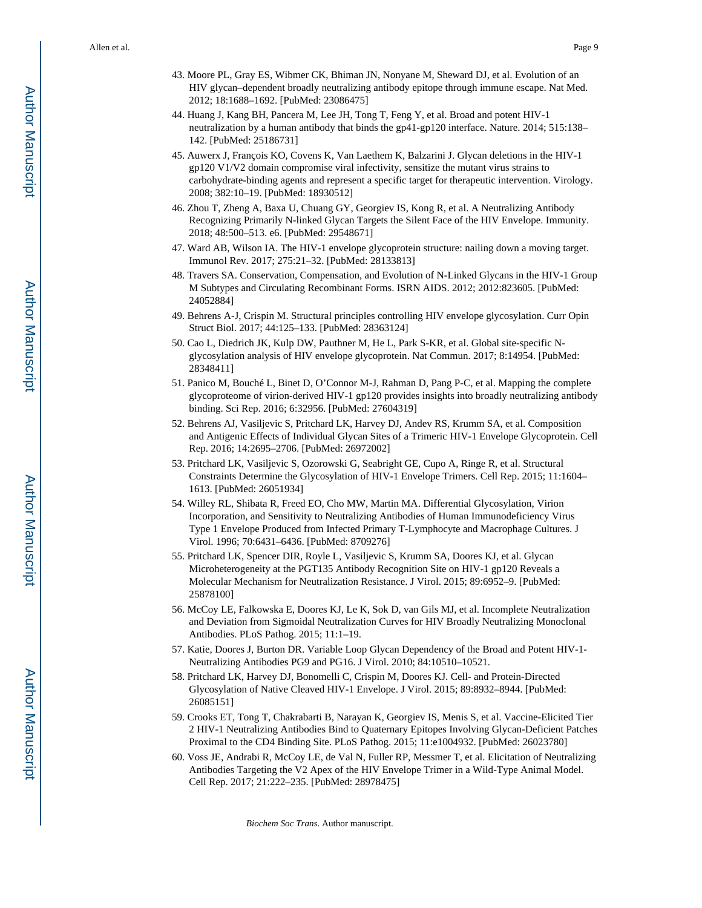43. Moore PL, Gray ES, Wibmer CK, Bhiman JN, Nonyane M, Sheward DJ, et al. Evolution of an HIV glycan–dependent broadly neutralizing antibody epitope through immune escape. Nat Med. 2012; 18:1688–1692. [PubMed: 23086475]
44. Huang J, Kang BH, Pancera M, Lee JH, Tong T, Feng Y, et al. Broad and potent HIV-1 neutralization by a human antibody that binds the gp41-gp120 interface. Nature. 2014; 515:138–142. [PubMed: 25186731]
45. Auwerx J, François KO, Covens K, Van Laethem K, Balzarini J. Glycan deletions in the HIV-1 gp120 V1/V2 domain compromise viral infectivity, sensitize the mutant virus strains to carbohydrate-binding agents and represent a specific target for therapeutic intervention. Virology. 2008; 382:10–19. [PubMed: 18930512]
46. Zhou T, Zheng A, Baxa U, Chuang GY, Georgiev IS, Kong R, et al. A Neutralizing Antibody Recognizing Primarily N-linked Glycan Targets the Silent Face of the HIV Envelope. Immunity. 2018; 48:500–513. e6. [PubMed: 29548671]
47. Ward AB, Wilson IA. The HIV-1 envelope glycoprotein structure: nailing down a moving target. Immunol Rev. 2017; 275:21–32. [PubMed: 28133813]
48. Travers SA. Conservation, Compensation, and Evolution of N-Linked Glycans in the HIV-1 Group M Subtypes and Circulating Recombinant Forms. ISRN AIDS. 2012; 2012:823605. [PubMed: 24052884]
49. Behrens A-J, Crispin M. Structural principles controlling HIV envelope glycosylation. Curr Opin Struct Biol. 2017; 44:125–133. [PubMed: 28363124]
50. Cao L, Diedrich JK, Kulp DW, Pauthner M, He L, Park S-KR, et al. Global site-specific N-glycosylation analysis of HIV envelope glycoprotein. Nat Commun. 2017; 8:14954. [PubMed: 28348411]
51. Panico M, Bouché L, Binet D, O'Connor M-J, Rahman D, Pang P-C, et al. Mapping the complete glycoproteome of virion-derived HIV-1 gp120 provides insights into broadly neutralizing antibody binding. Sci Rep. 2016; 6:32956. [PubMed: 27604319]
52. Behrens AJ, Vasiljevic S, Pritchard LK, Harvey DJ, Andev RS, Krumm SA, et al. Composition and Antigenic Effects of Individual Glycan Sites of a Trimeric HIV-1 Envelope Glycoprotein. Cell Rep. 2016; 14:2695–2706. [PubMed: 26972002]
53. Pritchard LK, Vasiljevic S, Ozorowski G, Seabright GE, Cupo A, Ringe R, et al. Structural Constraints Determine the Glycosylation of HIV-1 Envelope Trimers. Cell Rep. 2015; 11:1604–1613. [PubMed: 26051934]
54. Willey RL, Shibata R, Freed EO, Cho MW, Martin MA. Differential Glycosylation, Virion Incorporation, and Sensitivity to Neutralizing Antibodies of Human Immunodeficiency Virus Type 1 Envelope Produced from Infected Primary T-Lymphocyte and Macrophage Cultures. J Virol. 1996; 70:6431–6436. [PubMed: 8709276]
55. Pritchard LK, Spencer DIR, Royle L, Vasiljevic S, Krumm SA, Doores KJ, et al. Glycan Microheterogeneity at the PGT135 Antibody Recognition Site on HIV-1 gp120 Reveals a Molecular Mechanism for Neutralization Resistance. J Virol. 2015; 89:6952–9. [PubMed: 25878100]
56. McCoy LE, Falkowska E, Doores KJ, Le K, Sok D, van Gils MJ, et al. Incomplete Neutralization and Deviation from Sigmoidal Neutralization Curves for HIV Broadly Neutralizing Monoclonal Antibodies. PLoS Pathog. 2015; 11:1–19.
57. Katie, Doores J, Burton DR. Variable Loop Glycan Dependency of the Broad and Potent HIV-1-Neutralizing Antibodies PG9 and PG16. J Virol. 2010; 84:10510–10521.
58. Pritchard LK, Harvey DJ, Bonomelli C, Crispin M, Doores KJ. Cell- and Protein-Directed Glycosylation of Native Cleaved HIV-1 Envelope. J Virol. 2015; 89:8932–8944. [PubMed: 26085151]
59. Crooks ET, Tong T, Chakrabarti B, Narayan K, Georgiev IS, Menis S, et al. Vaccine-Elicited Tier 2 HIV-1 Neutralizing Antibodies Bind to Quaternary Epitopes Involving Glycan-Deficient Patches Proximal to the CD4 Binding Site. PLoS Pathog. 2015; 11:e1004932. [PubMed: 26023780]
60. Voss JE, Andrabi R, McCoy LE, de Val N, Fuller RP, Messmer T, et al. Elicitation of Neutralizing Antibodies Targeting the V2 Apex of the HIV Envelope Trimer in a Wild-Type Animal Model. Cell Rep. 2017; 21:222–235. [PubMed: 28978475]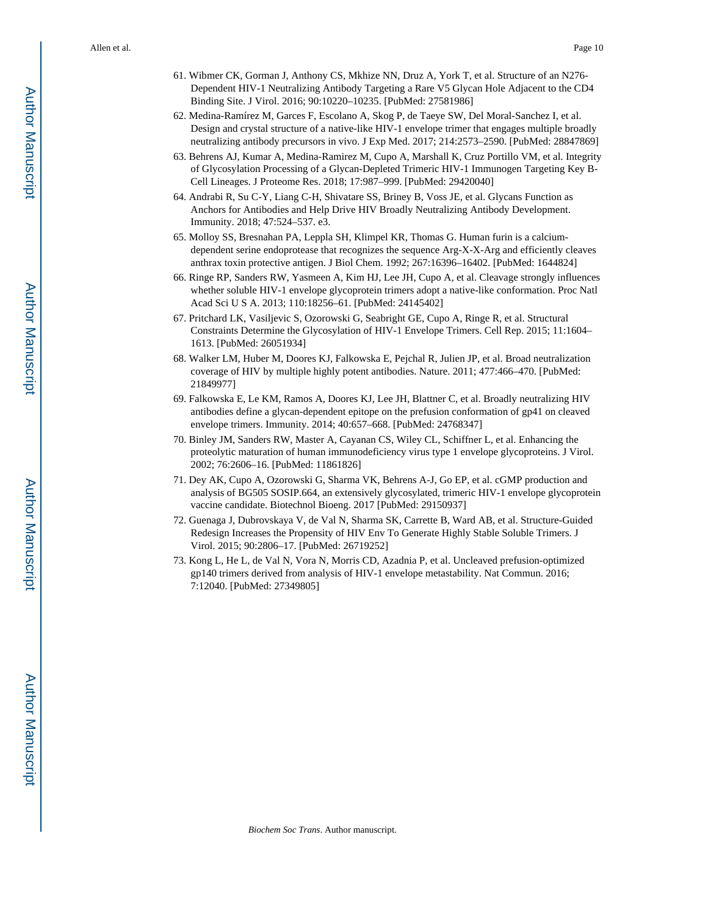61. Wibmer CK, Gorman J, Anthony CS, Mkhize NN, Druz A, York T, et al. Structure of an N276-Dependent HIV-1 Neutralizing Antibody Targeting a Rare V5 Glycan Hole Adjacent to the CD4 Binding Site. J Virol. 2016; 90:10220–10235. [PubMed: 27581986]
62. Medina-Ramírez M, Garces F, Escolano A, Skog P, de Taeye SW, Del Moral-Sanchez I, et al. Design and crystal structure of a native-like HIV-1 envelope trimer that engages multiple broadly neutralizing antibody precursors in vivo. J Exp Med. 2017; 214:2573–2590. [PubMed: 28847869]
63. Behrens AJ, Kumar A, Medina-Ramirez M, Cupo A, Marshall K, Cruz Portillo VM, et al. Integrity of Glycosylation Processing of a Glycan-Depleted Trimeric HIV-1 Immunogen Targeting Key B-Cell Lineages. J Proteome Res. 2018; 17:987–999. [PubMed: 29420040]
64. Andrabi R, Su C-Y, Liang C-H, Shivatare SS, Briney B, Voss JE, et al. Glycans Function as Anchors for Antibodies and Help Drive HIV Broadly Neutralizing Antibody Development. Immunity. 2018; 47:524–537. e3.
65. Molloy SS, Bresnahan PA, Leppla SH, Klimpel KR, Thomas G. Human furin is a calcium-dependent serine endoprotease that recognizes the sequence Arg-X-X-Arg and efficiently cleaves anthrax toxin protective antigen. J Biol Chem. 1992; 267:16396–16402. [PubMed: 1644824]
66. Ringe RP, Sanders RW, Yasmeen A, Kim HJ, Lee JH, Cupo A, et al. Cleavage strongly influences whether soluble HIV-1 envelope glycoprotein trimers adopt a native-like conformation. Proc Natl Acad Sci U S A. 2013; 110:18256–61. [PubMed: 24145402]
67. Pritchard LK, Vasiljevic S, Ozorowski G, Seabright GE, Cupo A, Ringe R, et al. Structural Constraints Determine the Glycosylation of HIV-1 Envelope Trimers. Cell Rep. 2015; 11:1604–1613. [PubMed: 26051934]
68. Walker LM, Huber M, Doores KJ, Falkowska E, Pejchal R, Julien JP, et al. Broad neutralization coverage of HIV by multiple highly potent antibodies. Nature. 2011; 477:466–470. [PubMed: 21849977]
69. Falkowska E, Le KM, Ramos A, Doores KJ, Lee JH, Blattner C, et al. Broadly neutralizing HIV antibodies define a glycan-dependent epitope on the prefusion conformation of gp41 on cleaved envelope trimers. Immunity. 2014; 40:657–668. [PubMed: 24768347]
70. Binley JM, Sanders RW, Master A, Cayanan CS, Wiley CL, Schiffner L, et al. Enhancing the proteolytic maturation of human immunodeficiency virus type 1 envelope glycoproteins. J Virol. 2002; 76:2606–16. [PubMed: 11861826]
71. Dey AK, Cupo A, Ozorowski G, Sharma VK, Behrens A-J, Go EP, et al. cGMP production and analysis of BG505 SOSIP.664, an extensively glycosylated, trimeric HIV-1 envelope glycoprotein vaccine candidate. Biotechnol Bioeng. 2017 [PubMed: 29150937]
72. Guenaga J, Dubrovskaya V, de Val N, Sharma SK, Carrette B, Ward AB, et al. Structure-Guided Redesign Increases the Propensity of HIV Env To Generate Highly Stable Soluble Trimers. J Virol. 2015; 90:2806–17. [PubMed: 26719252]
73. Kong L, He L, de Val N, Vora N, Morris CD, Azadnia P, et al. Uncleaved prefusion-optimized gp140 trimers derived from analysis of HIV-1 envelope metastability. Nat Commun. 2016; 7:12040. [PubMed: 27349805]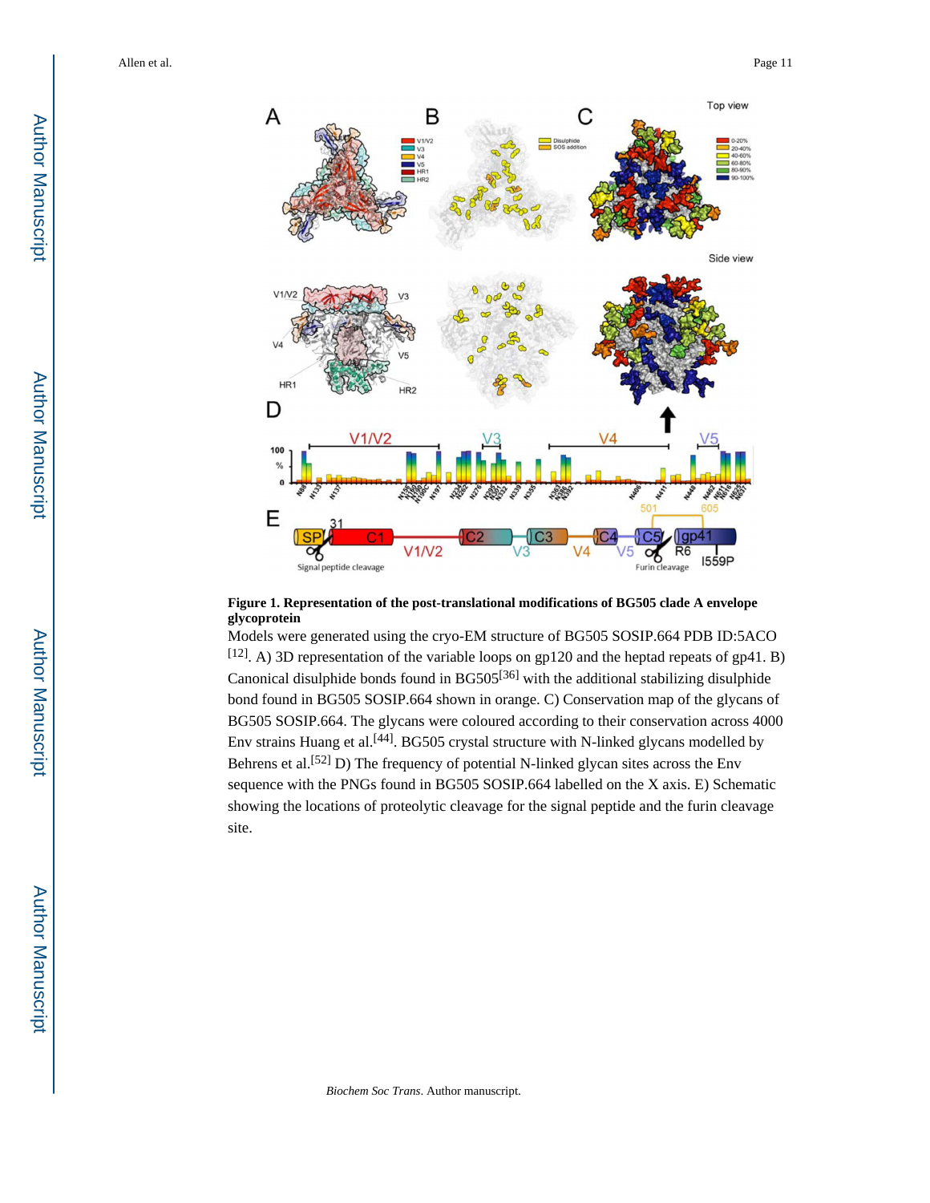A B C

Top view

V1/V2
V3
V4
V5
HR1
HR2

Disulphide
SOS addition

0-20%
20-40%
40-60%
60-80%
80-90%
90-100%

Side view

V1/V2
V3
V4
V5
HR1
HR2

D

V1/V2 V3 V4 V5

100
%
0

N88 N133 N137 N156 N160 N185e N185h N197 N234 N262 N276 N295 N301 N332 N339 N355 N363 N386 N392 N406 N411 N448 N462 N611 N618 N625 N637

E

31

SP C1 V1/V2 C2 V3 C3 V4 C4 V5 C5 gp41

501 605

R6 I559P

Signal peptide cleavage

Furin cleavage

**Figure 1. Representation of the post-translational modifications of BG505 clade A envelope glycoprotein**

Models were generated using the cryo-EM structure of BG505 SOSIP.664 PDB ID:5ACO [12]. A) 3D representation of the variable loops on gp120 and the heptad repeats of gp41. B) Canonical disulphide bonds found in BG505[36] with the additional stabilizing disulphide bond found in BG505 SOSIP.664 shown in orange. C) Conservation map of the glycans of BG505 SOSIP.664. The glycans were coloured according to their conservation across 4000 Env strains Huang et al.[44]. BG505 crystal structure with N-linked glycans modelled by Behrens et al.[52] D) The frequency of potential N-linked glycan sites across the Env sequence with the PNGs found in BG505 SOSIP.664 labelled on the X axis. E) Schematic showing the locations of proteolytic cleavage for the signal peptide and the furin cleavage site.